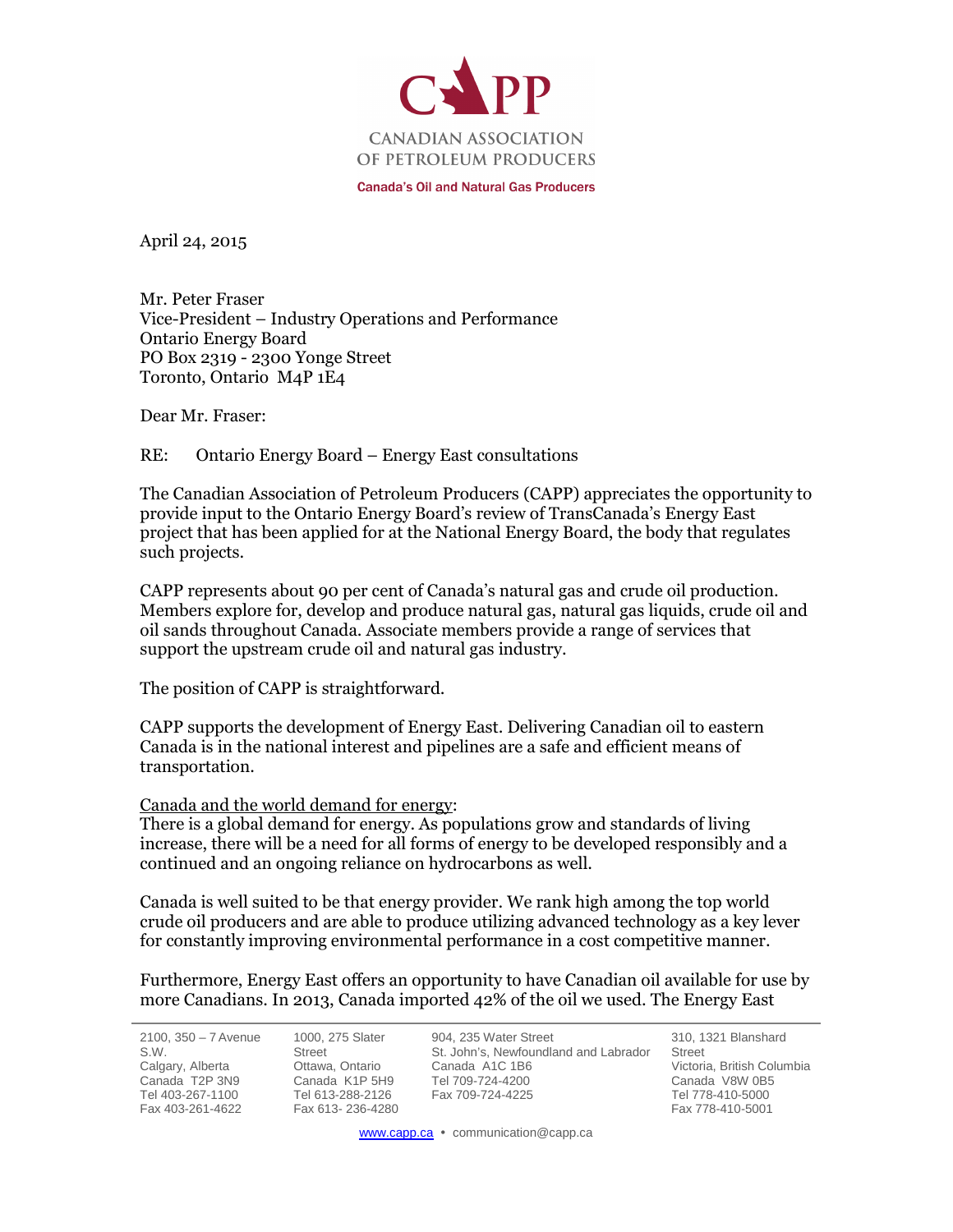CAPP

CANADIAN ASSOCIATION OF PETROLEUM PRODUCERS

Canada's Oil and Natural Gas Producers

April 24, 2015

Mr. Peter Fraser  
Vice-President – Industry Operations and Performance  
Ontario Energy Board  
PO Box 2319 - 2300 Yonge Street  
Toronto, Ontario M4P 1E4

Dear Mr. Fraser:

RE: Ontario Energy Board – Energy East consultations

The Canadian Association of Petroleum Producers (CAPP) appreciates the opportunity to provide input to the Ontario Energy Board's review of TransCanada's Energy East project that has been applied for at the National Energy Board, the body that regulates such projects.

CAPP represents about 90 per cent of Canada's natural gas and crude oil production. Members explore for, develop and produce natural gas, natural gas liquids, crude oil and oil sands throughout Canada. Associate members provide a range of services that support the upstream crude oil and natural gas industry.

The position of CAPP is straightforward.

CAPP supports the development of Energy East. Delivering Canadian oil to eastern Canada is in the national interest and pipelines are a safe and efficient means of transportation.

Canada and the world demand for energy:  
There is a global demand for energy. As populations grow and standards of living increase, there will be a need for all forms of energy to be developed responsibly and a continued and an ongoing reliance on hydrocarbons as well.

Canada is well suited to be that energy provider. We rank high among the top world crude oil producers and are able to produce utilizing advanced technology as a key lever for constantly improving environmental performance in a cost competitive manner.

Furthermore, Energy East offers an opportunity to have Canadian oil available for use by more Canadians. In 2013, Canada imported 42% of the oil we used. The Energy East

2100, 350 – 7 Avenue S.W.  
Calgary, Alberta  
Canada T2P 3N9  
Tel 403-267-1100  
Fax 403-261-4622

1000, 275 Slater Street  
Ottawa, Ontario  
Canada K1P 5H9  
Tel 613-288-2126  
Fax 613- 236-4280

904, 235 Water Street  
St. John's, Newfoundland and Labrador  
Canada A1C 1B6  
Tel 709-724-4200  
Fax 709-724-4225

310, 1321 Blanshard Street  
Victoria, British Columbia  
Canada V8W 0B5  
Tel 778-410-5000  
Fax 778-410-5001

www.capp.ca • communication@capp.ca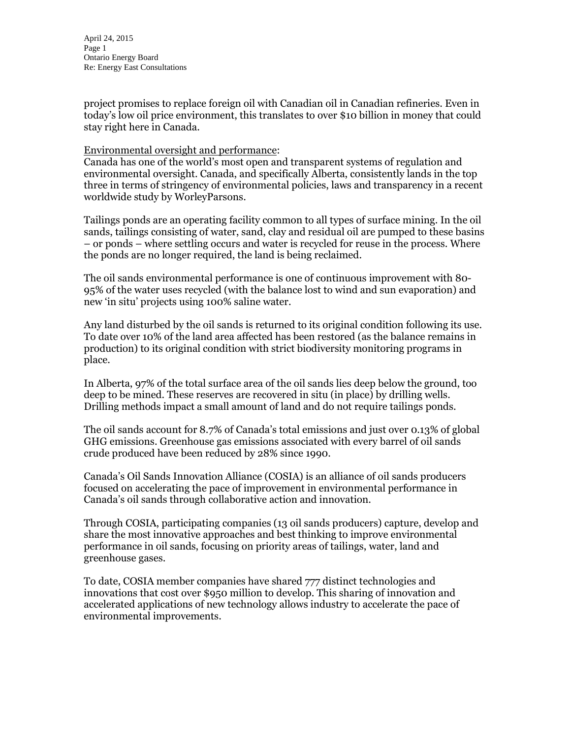project promises to replace foreign oil with Canadian oil in Canadian refineries. Even in today's low oil price environment, this translates to over $10 billion in money that could stay right here in Canada.

<u>Environmental oversight and performance</u>:

Canada has one of the world's most open and transparent systems of regulation and environmental oversight. Canada, and specifically Alberta, consistently lands in the top three in terms of stringency of environmental policies, laws and transparency in a recent worldwide study by WorleyParsons.

Tailings ponds are an operating facility common to all types of surface mining. In the oil sands, tailings consisting of water, sand, clay and residual oil are pumped to these basins – or ponds – where settling occurs and water is recycled for reuse in the process. Where the ponds are no longer required, the land is being reclaimed.

The oil sands environmental performance is one of continuous improvement with 80-95% of the water uses recycled (with the balance lost to wind and sun evaporation) and new 'in situ' projects using 100% saline water.

Any land disturbed by the oil sands is returned to its original condition following its use. To date over 10% of the land area affected has been restored (as the balance remains in production) to its original condition with strict biodiversity monitoring programs in place.

In Alberta, 97% of the total surface area of the oil sands lies deep below the ground, too deep to be mined. These reserves are recovered in situ (in place) by drilling wells. Drilling methods impact a small amount of land and do not require tailings ponds.

The oil sands account for 8.7% of Canada's total emissions and just over 0.13% of global GHG emissions. Greenhouse gas emissions associated with every barrel of oil sands crude produced have been reduced by 28% since 1990.

Canada's Oil Sands Innovation Alliance (COSIA) is an alliance of oil sands producers focused on accelerating the pace of improvement in environmental performance in Canada's oil sands through collaborative action and innovation.

Through COSIA, participating companies (13 oil sands producers) capture, develop and share the most innovative approaches and best thinking to improve environmental performance in oil sands, focusing on priority areas of tailings, water, land and greenhouse gases.

To date, COSIA member companies have shared 777 distinct technologies and innovations that cost over $950 million to develop. This sharing of innovation and accelerated applications of new technology allows industry to accelerate the pace of environmental improvements.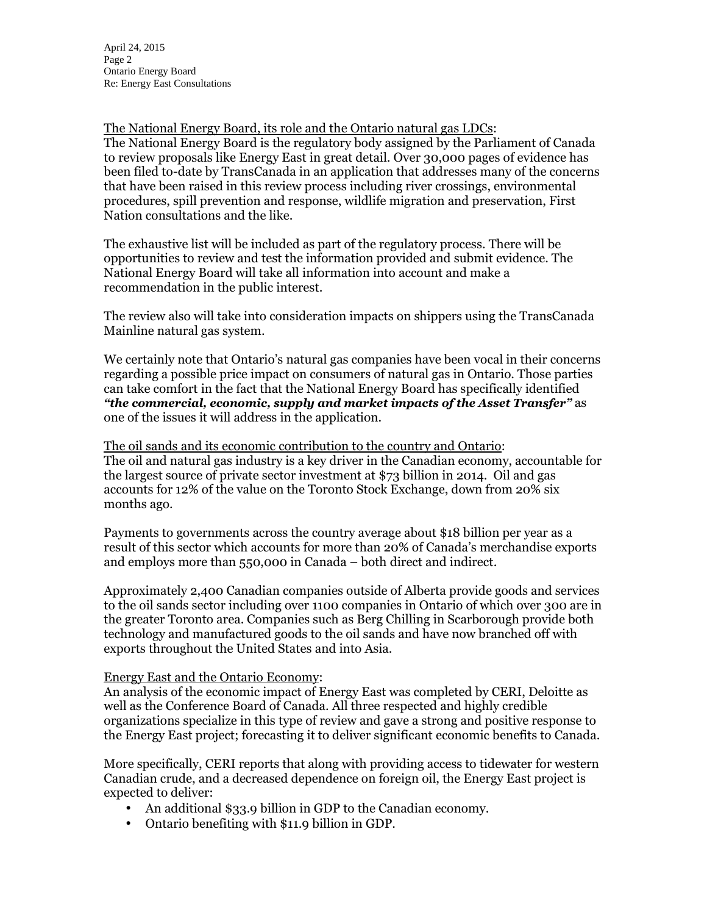The National Energy Board, its role and the Ontario natural gas LDCs:

The National Energy Board is the regulatory body assigned by the Parliament of Canada to review proposals like Energy East in great detail. Over 30,000 pages of evidence has been filed to-date by TransCanada in an application that addresses many of the concerns that have been raised in this review process including river crossings, environmental procedures, spill prevention and response, wildlife migration and preservation, First Nation consultations and the like.

The exhaustive list will be included as part of the regulatory process. There will be opportunities to review and test the information provided and submit evidence. The National Energy Board will take all information into account and make a recommendation in the public interest.

The review also will take into consideration impacts on shippers using the TransCanada Mainline natural gas system.

We certainly note that Ontario's natural gas companies have been vocal in their concerns regarding a possible price impact on consumers of natural gas in Ontario. Those parties can take comfort in the fact that the National Energy Board has specifically identified ***"the commercial, economic, supply and market impacts of the Asset Transfer"*** as one of the issues it will address in the application.

The oil sands and its economic contribution to the country and Ontario:

The oil and natural gas industry is a key driver in the Canadian economy, accountable for the largest source of private sector investment at $73 billion in 2014. Oil and gas accounts for 12% of the value on the Toronto Stock Exchange, down from 20% six months ago.

Payments to governments across the country average about $18 billion per year as a result of this sector which accounts for more than 20% of Canada's merchandise exports and employs more than 550,000 in Canada – both direct and indirect.

Approximately 2,400 Canadian companies outside of Alberta provide goods and services to the oil sands sector including over 1100 companies in Ontario of which over 300 are in the greater Toronto area. Companies such as Berg Chilling in Scarborough provide both technology and manufactured goods to the oil sands and have now branched off with exports throughout the United States and into Asia.

Energy East and the Ontario Economy:

An analysis of the economic impact of Energy East was completed by CERI, Deloitte as well as the Conference Board of Canada. All three respected and highly credible organizations specialize in this type of review and gave a strong and positive response to the Energy East project; forecasting it to deliver significant economic benefits to Canada.

More specifically, CERI reports that along with providing access to tidewater for western Canadian crude, and a decreased dependence on foreign oil, the Energy East project is expected to deliver:

- An additional $33.9 billion in GDP to the Canadian economy.
- Ontario benefiting with $11.9 billion in GDP.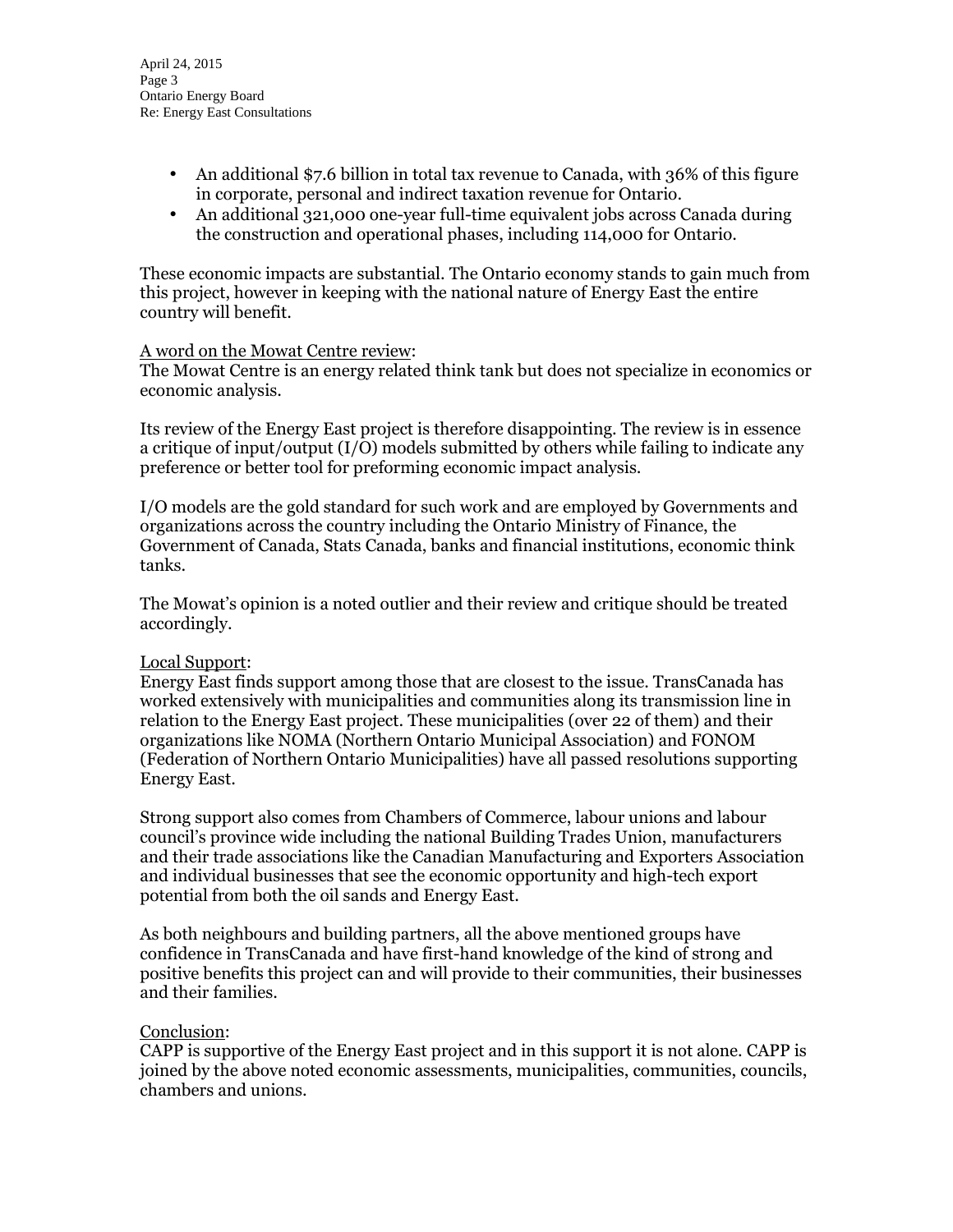- An additional \$7.6 billion in total tax revenue to Canada, with 36% of this figure in corporate, personal and indirect taxation revenue for Ontario.
- An additional 321,000 one-year full-time equivalent jobs across Canada during the construction and operational phases, including 114,000 for Ontario.

These economic impacts are substantial. The Ontario economy stands to gain much from this project, however in keeping with the national nature of Energy East the entire country will benefit.

<u>A word on the Mowat Centre review</u>:
The Mowat Centre is an energy related think tank but does not specialize in economics or economic analysis.

Its review of the Energy East project is therefore disappointing. The review is in essence a critique of input/output (I/O) models submitted by others while failing to indicate any preference or better tool for preforming economic impact analysis.

I/O models are the gold standard for such work and are employed by Governments and organizations across the country including the Ontario Ministry of Finance, the Government of Canada, Stats Canada, banks and financial institutions, economic think tanks.

The Mowat's opinion is a noted outlier and their review and critique should be treated accordingly.

<u>Local Support</u>:
Energy East finds support among those that are closest to the issue. TransCanada has worked extensively with municipalities and communities along its transmission line in relation to the Energy East project. These municipalities (over 22 of them) and their organizations like NOMA (Northern Ontario Municipal Association) and FONOM (Federation of Northern Ontario Municipalities) have all passed resolutions supporting Energy East.

Strong support also comes from Chambers of Commerce, labour unions and labour council's province wide including the national Building Trades Union, manufacturers and their trade associations like the Canadian Manufacturing and Exporters Association and individual businesses that see the economic opportunity and high-tech export potential from both the oil sands and Energy East.

As both neighbours and building partners, all the above mentioned groups have confidence in TransCanada and have first-hand knowledge of the kind of strong and positive benefits this project can and will provide to their communities, their businesses and their families.

<u>Conclusion</u>:
CAPP is supportive of the Energy East project and in this support it is not alone. CAPP is joined by the above noted economic assessments, municipalities, communities, councils, chambers and unions.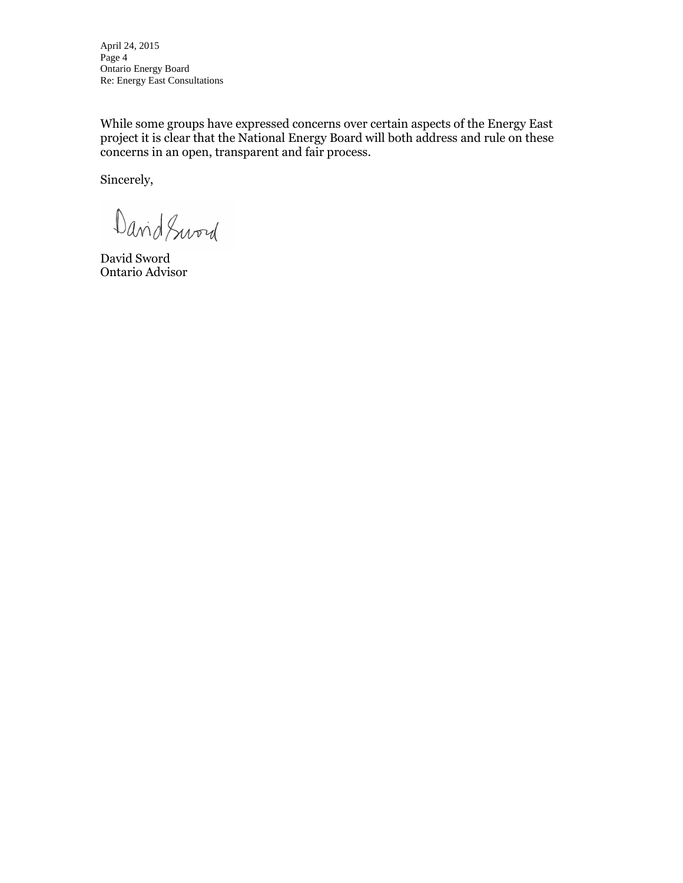While some groups have expressed concerns over certain aspects of the Energy East project it is clear that the National Energy Board will both address and rule on these concerns in an open, transparent and fair process.

Sincerely,

David Sword

David Sword
Ontario Advisor